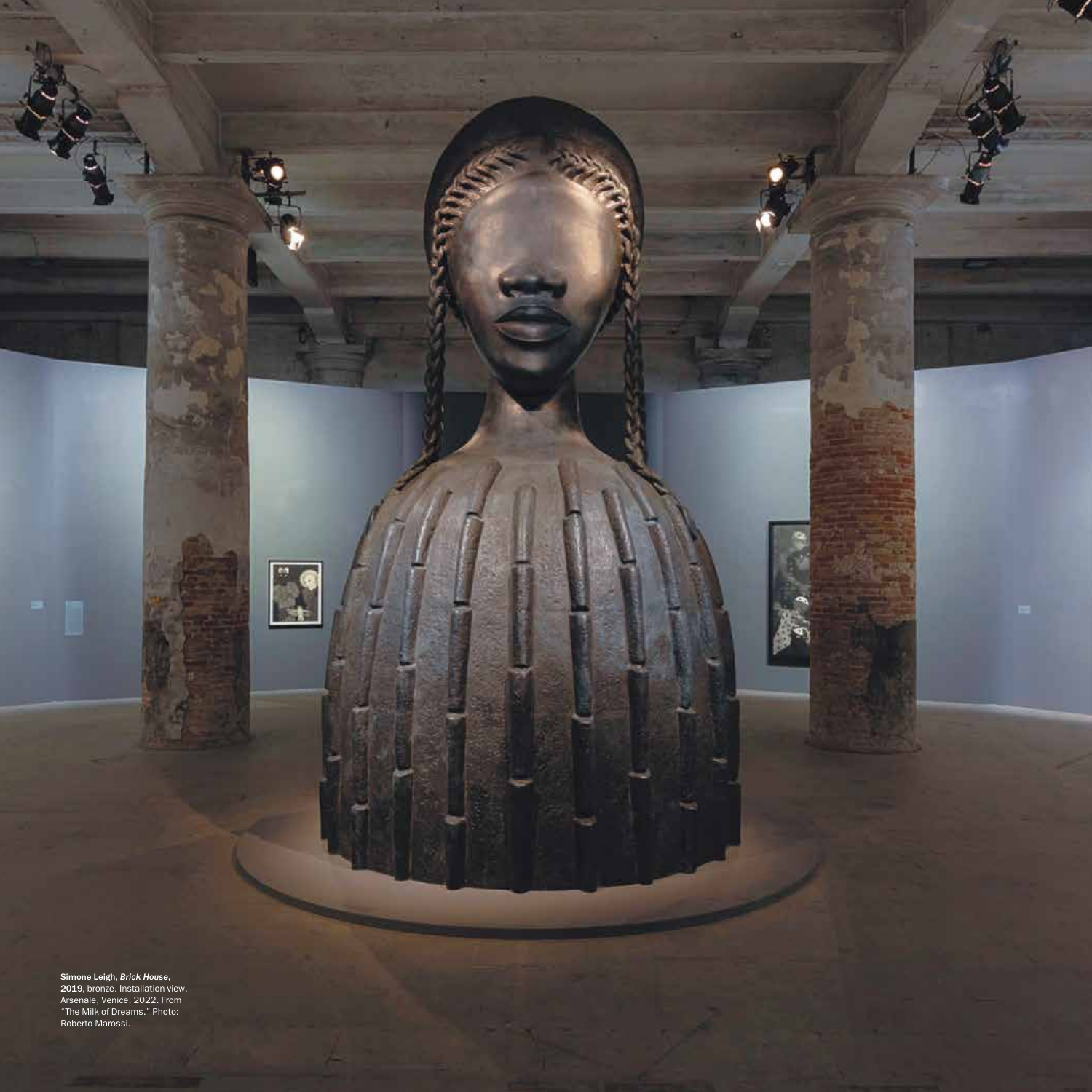Simone Leigh, *Brick House*, 2019, bronze. Installation view, Arsenale, Venice, 2022. From "The Milk of Dreams." Photo: Roberto Marossi.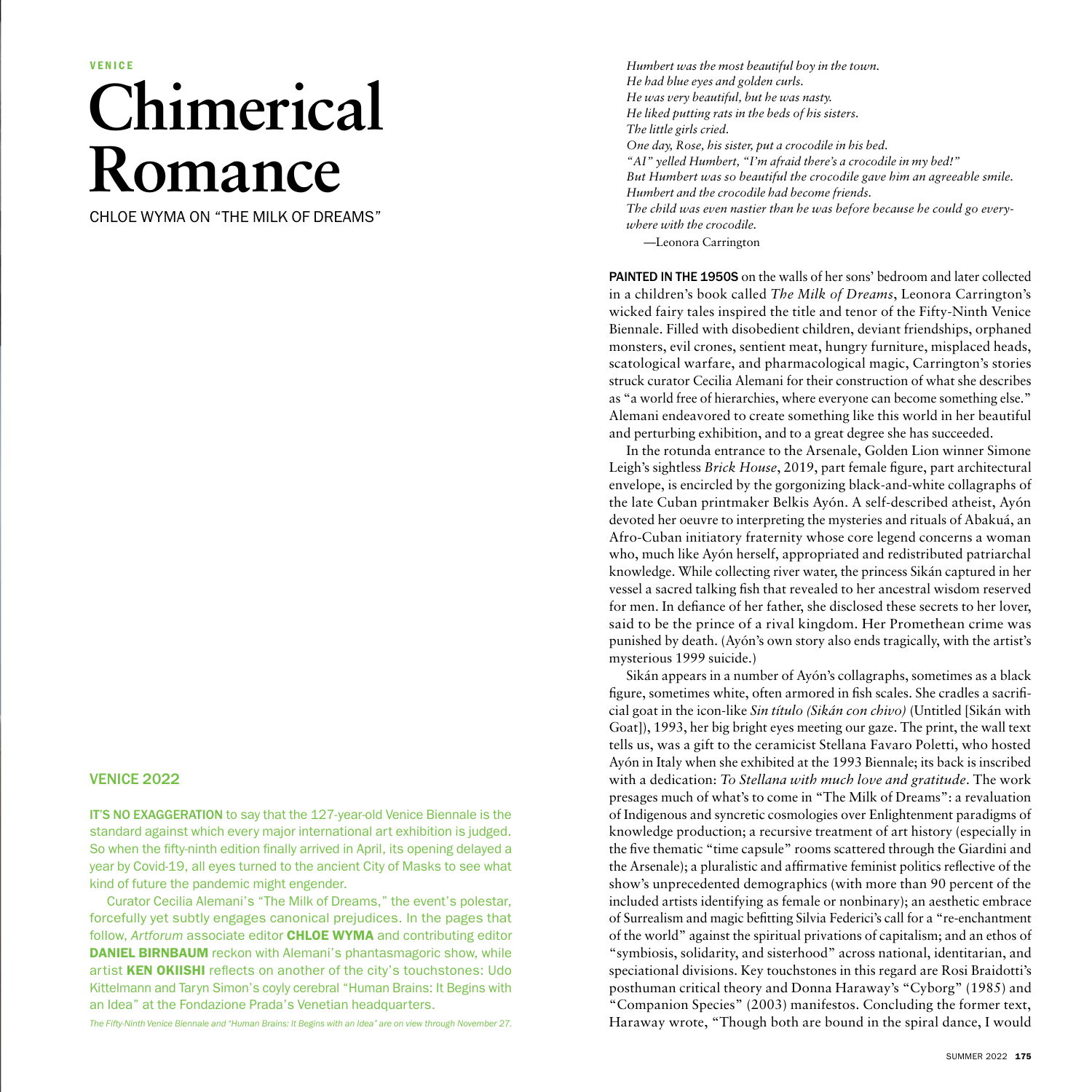VENICE

# Chimerical Romance

CHLOE WYMA ON "THE MILK OF DREAMS"

## VENICE 2022

**IT'S NO EXAGGERATION** to say that the 127-year-old Venice Biennale is the standard against which every major international art exhibition is judged. So when the fifty-ninth edition finally arrived in April, its opening delayed a year by Covid-19, all eyes turned to the ancient City of Masks to see what kind of future the pandemic might engender.

Curator Cecilia Alemani's "The Milk of Dreams," the event's polestar, forcefully yet subtly engages canonical prejudices. In the pages that follow, *Artforum* associate editor **CHLOE WYMA** and contributing editor **DANIEL BIRNBAUM** reckon with Alemani's phantasmagoric show, while artist **KEN OKIISHI** reflects on another of the city's touchstones: Udo Kittelmann and Taryn Simon's coyly cerebral "Human Brains: It Begins with an Idea" at the Fondazione Prada's Venetian headquarters.

*The Fifty-Ninth Venice Biennale and "Human Brains: It Begins with an Idea" are on view through November 27.*

*Humbert was the most beautiful boy in the town.*
*He had blue eyes and golden curls.*
*He was very beautiful, but he was nasty.*
*He liked putting rats in the beds of his sisters.*
*The little girls cried.*
*One day, Rose, his sister, put a crocodile in his bed.*
*"AI" yelled Humbert, "I'm afraid there's a crocodile in my bed!"*
*But Humbert was so beautiful the crocodile gave him an agreeable smile.*
*Humbert and the crocodile had become friends.*
*The child was even nastier than he was before because he could go everywhere with the crocodile.*

—Leonora Carrington

**PAINTED IN THE 1950S** on the walls of her sons' bedroom and later collected in a children's book called *The Milk of Dreams*, Leonora Carrington's wicked fairy tales inspired the title and tenor of the Fifty-Ninth Venice Biennale. Filled with disobedient children, deviant friendships, orphaned monsters, evil crones, sentient meat, hungry furniture, misplaced heads, scatological warfare, and pharmacological magic, Carrington's stories struck curator Cecilia Alemani for their construction of what she describes as "a world free of hierarchies, where everyone can become something else." Alemani endeavored to create something like this world in her beautiful and perturbing exhibition, and to a great degree she has succeeded.

In the rotunda entrance to the Arsenale, Golden Lion winner Simone Leigh's sightless *Brick House*, 2019, part female figure, part architectural envelope, is encircled by the gorgonizing black-and-white collagraphs of the late Cuban printmaker Belkis Ayón. A self-described atheist, Ayón devoted her oeuvre to interpreting the mysteries and rituals of Abakuá, an Afro-Cuban initiatory fraternity whose core legend concerns a woman who, much like Ayón herself, appropriated and redistributed patriarchal knowledge. While collecting river water, the princess Sikán captured in her vessel a sacred talking fish that revealed to her ancestral wisdom reserved for men. In defiance of her father, she disclosed these secrets to her lover, said to be the prince of a rival kingdom. Her Promethean crime was punished by death. (Ayón's own story also ends tragically, with the artist's mysterious 1999 suicide.)

Sikán appears in a number of Ayón's collagraphs, sometimes as a black figure, sometimes white, often armored in fish scales. She cradles a sacrificial goat in the icon-like *Sin título (Sikán con chivo)* (Untitled [Sikán with Goat]), 1993, her big bright eyes meeting our gaze. The print, the wall text tells us, was a gift to the ceramicist Stellana Favaro Poletti, who hosted Ayón in Italy when she exhibited at the 1993 Biennale; its back is inscribed with a dedication: *To Stellana with much love and gratitude*. The work presages much of what's to come in "The Milk of Dreams": a revaluation of Indigenous and syncretic cosmologies over Enlightenment paradigms of knowledge production; a recursive treatment of art history (especially in the five thematic "time capsule" rooms scattered through the Giardini and the Arsenale); a pluralistic and affirmative feminist politics reflective of the show's unprecedented demographics (with more than 90 percent of the included artists identifying as female or nonbinary); an aesthetic embrace of Surrealism and magic befitting Silvia Federici's call for a "re-enchantment of the world" against the spiritual privations of capitalism; and an ethos of "symbiosis, solidarity, and sisterhood" across national, identitarian, and speciational divisions. Key touchstones in this regard are Rosi Braidotti's posthuman critical theory and Donna Haraway's "Cyborg" (1985) and "Companion Species" (2003) manifestos. Concluding the former text, Haraway wrote, "Though both are bound in the spiral dance, I would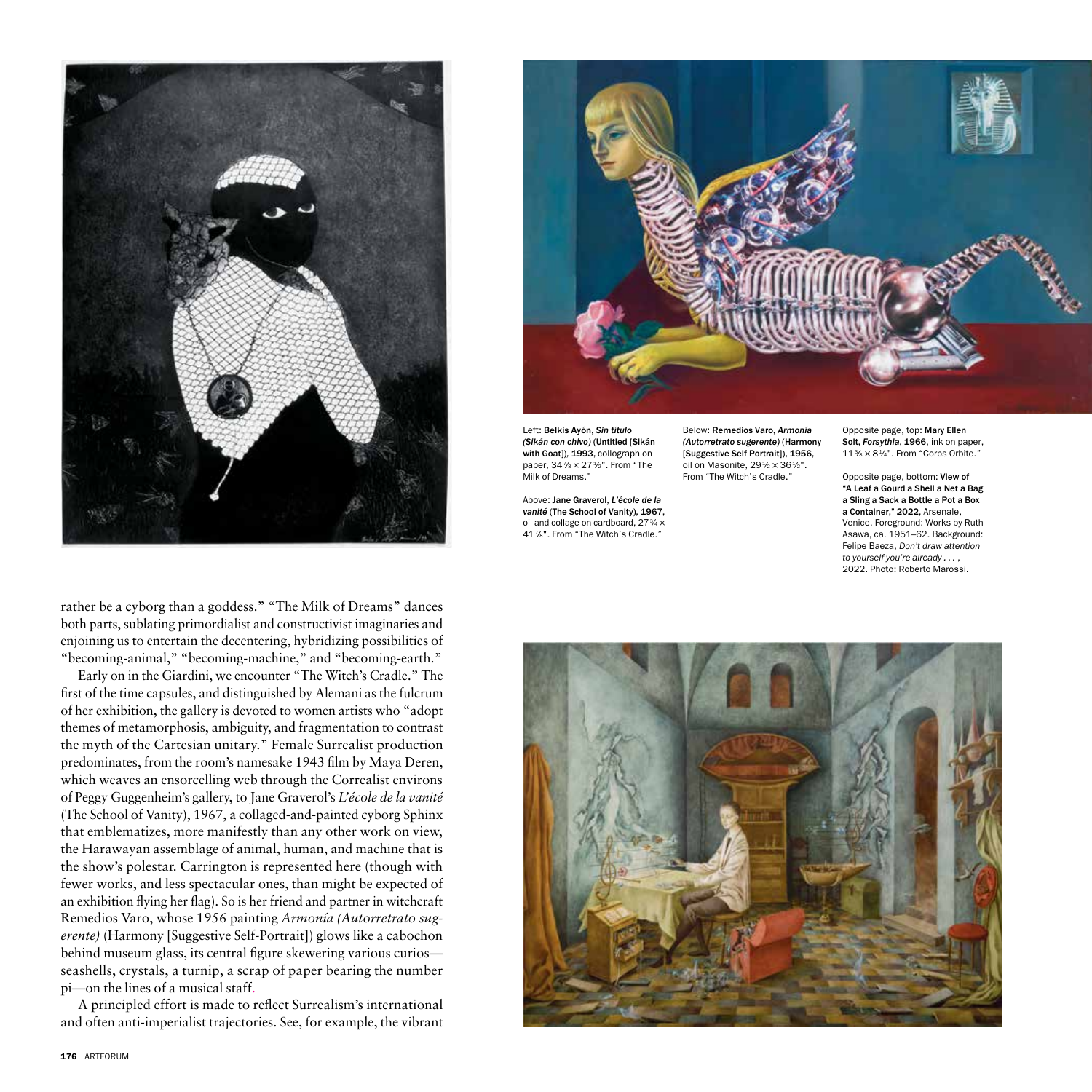Left: **Belkis Ayón, *Sin título (Sikán con chivo)* (Untitled [Sikán with Goat]), 1993**, collograph on paper, 34 7⁄8 × 27 1⁄2". From "The Milk of Dreams."

Above: **Jane Graverol, *L'école de la vanité* (The School of Vanity), 1967**, oil and collage on cardboard, 27 3⁄4 × 41 7⁄8". From "The Witch's Cradle."

Below: **Remedios Varo, *Armonía (Autorretrato sugerente)* (Harmony [Suggestive Self Portrait]), 1956**, oil on Masonite, 29 1⁄2 × 36 1⁄2". From "The Witch's Cradle."

Opposite page, top: **Mary Ellen Solt, *Forsythia*, 1966**, ink on paper, 11 3⁄8 × 8 1⁄4". From "Corps Orbite."

Opposite page, bottom: **View of "A Leaf a Gourd a Shell a Net a Bag a Sling a Sack a Bottle a Pot a Box a Container," 2022**, Arsenale, Venice. Foreground: Works by Ruth Asawa, ca. 1951–62. Background: Felipe Baeza, *Don't draw attention to yourself you're already . . .* , 2022. Photo: Roberto Marossi.

rather be a cyborg than a goddess." "The Milk of Dreams" dances both parts, sublating primordialist and constructivist imaginaries and enjoining us to entertain the decentering, hybridizing possibilities of "becoming-animal," "becoming-machine," and "becoming-earth."

Early on in the Giardini, we encounter "The Witch's Cradle." The first of the time capsules, and distinguished by Alemani as the fulcrum of her exhibition, the gallery is devoted to women artists who "adopt themes of metamorphosis, ambiguity, and fragmentation to contrast the myth of the Cartesian unitary." Female Surrealist production predominates, from the room's namesake 1943 film by Maya Deren, which weaves an ensorcelling web through the Correalist environs of Peggy Guggenheim's gallery, to Jane Graverol's *L'école de la vanité* (The School of Vanity), 1967, a collaged-and-painted cyborg Sphinx that emblematizes, more manifestly than any other work on view, the Harawayan assemblage of animal, human, and machine that is the show's polestar. Carrington is represented here (though with fewer works, and less spectacular ones, than might be expected of an exhibition flying her flag). So is her friend and partner in witchcraft Remedios Varo, whose 1956 painting *Armonía (Autorretrato sugerente)* (Harmony [Suggestive Self-Portrait]) glows like a cabochon behind museum glass, its central figure skewering various curios—seashells, crystals, a turnip, a scrap of paper bearing the number pi—on the lines of a musical staff.

A principled effort is made to reflect Surrealism's international and often anti-imperialist trajectories. See, for example, the vibrant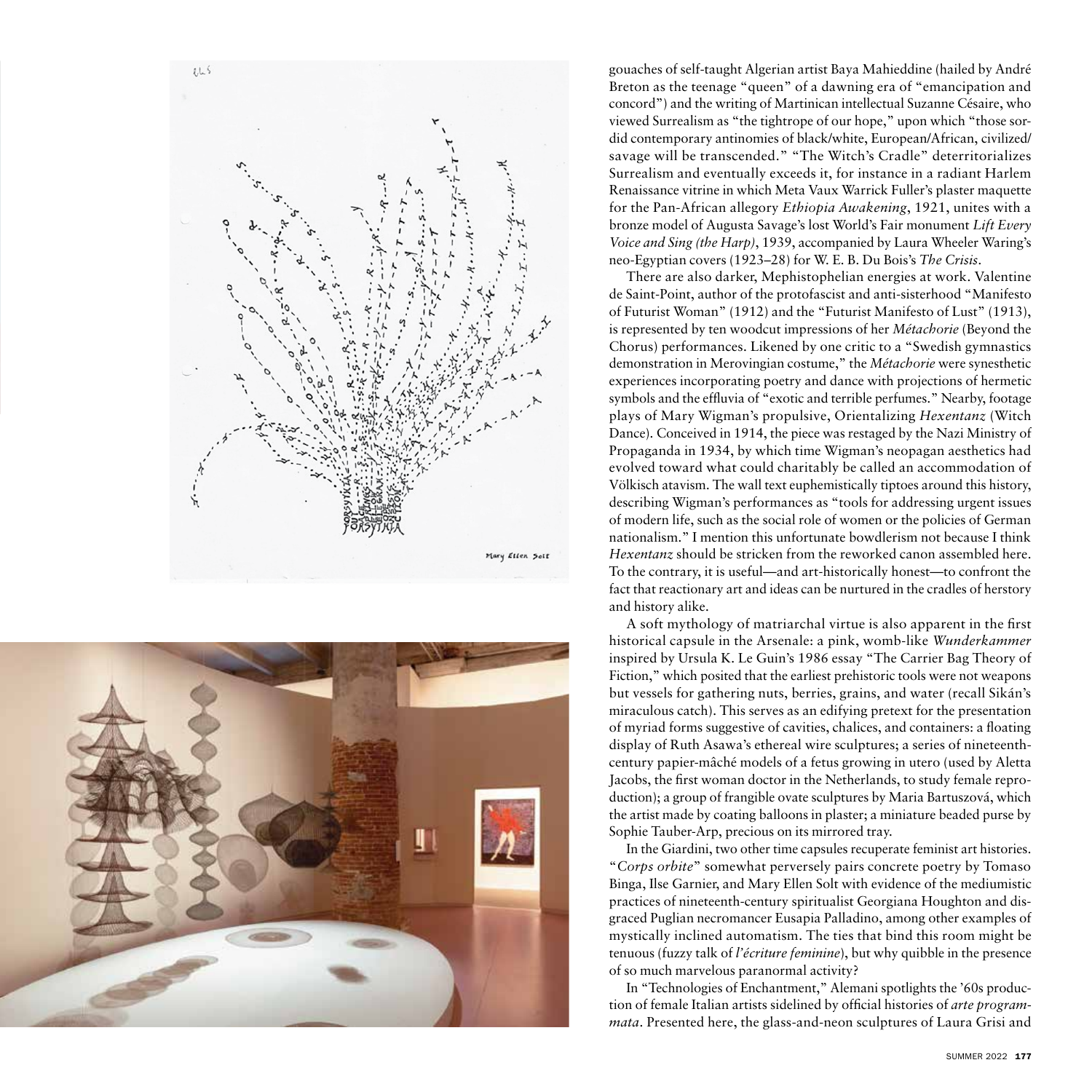gouaches of self-taught Algerian artist Baya Mahieddine (hailed by André Breton as the teenage "queen" of a dawning era of "emancipation and concord") and the writing of Martinican intellectual Suzanne Césaire, who viewed Surrealism as "the tightrope of our hope," upon which "those sordid contemporary antinomies of black/white, European/African, civilized/savage will be transcended." "The Witch's Cradle" deterritorializes Surrealism and eventually exceeds it, for instance in a radiant Harlem Renaissance vitrine in which Meta Vaux Warrick Fuller's plaster maquette for the Pan-African allegory *Ethiopia Awakening*, 1921, unites with a bronze model of Augusta Savage's lost World's Fair monument *Lift Every Voice and Sing (the Harp)*, 1939, accompanied by Laura Wheeler Waring's neo-Egyptian covers (1923–28) for W. E. B. Du Bois's *The Crisis*.

There are also darker, Mephistophelian energies at work. Valentine de Saint-Point, author of the protofascist and anti-sisterhood "Manifesto of Futurist Woman" (1912) and the "Futurist Manifesto of Lust" (1913), is represented by ten woodcut impressions of her *Métachorie* (Beyond the Chorus) performances. Likened by one critic to a "Swedish gymnastics demonstration in Merovingian costume," the *Métachorie* were synesthetic experiences incorporating poetry and dance with projections of hermetic symbols and the effluvia of "exotic and terrible perfumes." Nearby, footage plays of Mary Wigman's propulsive, Orientalizing *Hexentanz* (Witch Dance). Conceived in 1914, the piece was restaged by the Nazi Ministry of Propaganda in 1934, by which time Wigman's neopagan aesthetics had evolved toward what could charitably be called an accommodation of Völkisch atavism. The wall text euphemistically tiptoes around this history, describing Wigman's performances as "tools for addressing urgent issues of modern life, such as the social role of women or the policies of German nationalism." I mention this unfortunate bowdlerism not because I think *Hexentanz* should be stricken from the reworked canon assembled here. To the contrary, it is useful—and art-historically honest—to confront the fact that reactionary art and ideas can be nurtured in the cradles of herstory and history alike.

A soft mythology of matriarchal virtue is also apparent in the first historical capsule in the Arsenale: a pink, womb-like *Wunderkammer* inspired by Ursula K. Le Guin's 1986 essay "The Carrier Bag Theory of Fiction," which posited that the earliest prehistoric tools were not weapons but vessels for gathering nuts, berries, grains, and water (recall Sikán's miraculous catch). This serves as an edifying pretext for the presentation of myriad forms suggestive of cavities, chalices, and containers: a floating display of Ruth Asawa's ethereal wire sculptures; a series of nineteenth-century papier-mâché models of a fetus growing in utero (used by Aletta Jacobs, the first woman doctor in the Netherlands, to study female reproduction); a group of frangible ovate sculptures by Maria Bartuszová, which the artist made by coating balloons in plaster; a miniature beaded purse by Sophie Tauber-Arp, precious on its mirrored tray.

In the Giardini, two other time capsules recuperate feminist art histories. "*Corps orbite*" somewhat perversely pairs concrete poetry by Tomaso Binga, Ilse Garnier, and Mary Ellen Solt with evidence of the mediumistic practices of nineteenth-century spiritualist Georgiana Houghton and disgraced Puglian necromancer Eusapia Palladino, among other examples of mystically inclined automatism. The ties that bind this room might be tenuous (fuzzy talk of *l'écriture feminine*), but why quibble in the presence of so much marvelous paranormal activity?

In "Technologies of Enchantment," Alemani spotlights the '60s production of female Italian artists sidelined by official histories of *arte programmata*. Presented here, the glass-and-neon sculptures of Laura Grisi and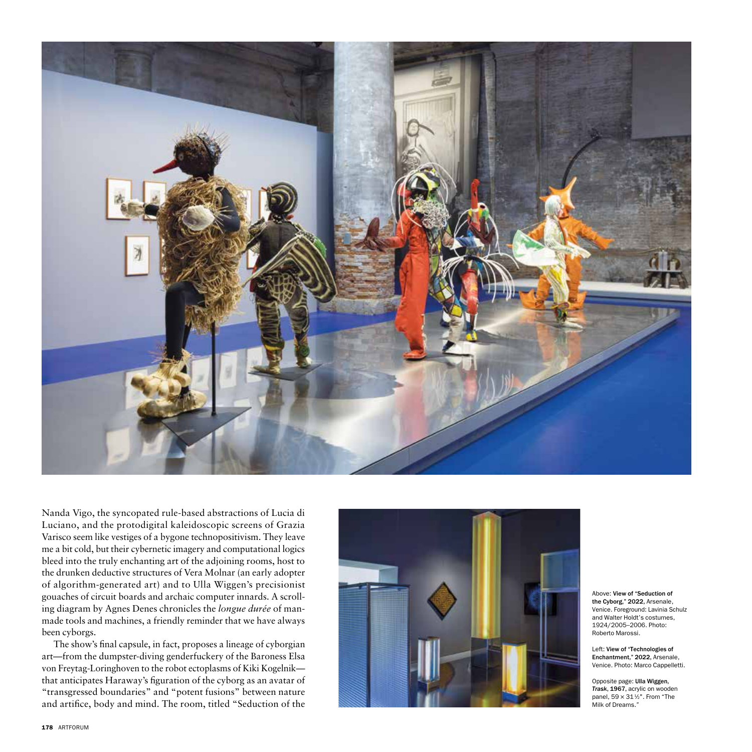Nanda Vigo, the syncopated rule-based abstractions of Lucia di Luciano, and the protodigital kaleidoscopic screens of Grazia Varisco seem like vestiges of a bygone technopositivism. They leave me a bit cold, but their cybernetic imagery and computational logics bleed into the truly enchanting art of the adjoining rooms, host to the drunken deductive structures of Vera Molnar (an early adopter of algorithm-generated art) and to Ulla Wiggen's precisionist gouaches of circuit boards and archaic computer innards. A scrolling diagram by Agnes Denes chronicles the *longue durée* of man-made tools and machines, a friendly reminder that we have always been cyborgs.

The show's final capsule, in fact, proposes a lineage of cyborgian art—from the dumpster-diving genderfuckery of the Baroness Elsa von Freytag-Loringhoven to the robot ectoplasms of Kiki Kogelnik—that anticipates Haraway's figuration of the cyborg as an avatar of "transgressed boundaries" and "potent fusions" between nature and artifice, body and mind. The room, titled "Seduction of the

Above: **View of "Seduction of the Cyborg," 2022**, Arsenale, Venice. Foreground: Lavinia Schulz and Walter Holdt's costumes, 1924/2005–2006. Photo: Roberto Marossi.

Left: **View of "Technologies of Enchantment," 2022**, Arsenale, Venice. Photo: Marco Cappelletti.

Opposite page: **Ulla Wiggen, *Trask*, 1967**, acrylic on wooden panel, 59 × 31½". From "The Milk of Dreams."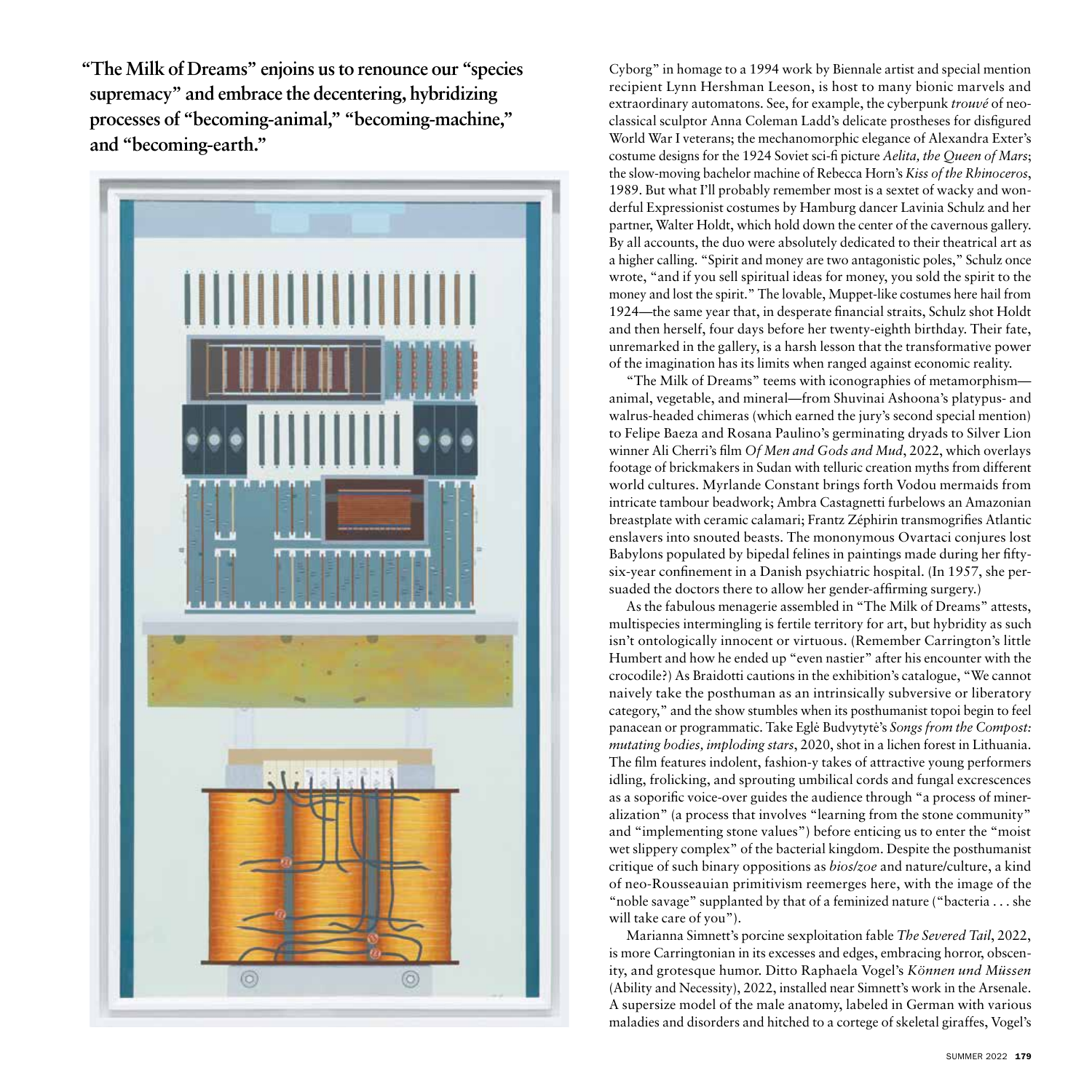**"The Milk of Dreams" enjoins us to renounce our "species supremacy" and embrace the decentering, hybridizing processes of "becoming-animal," "becoming-machine," and "becoming-earth."**

Cyborg" in homage to a 1994 work by Biennale artist and special mention recipient Lynn Hershman Leeson, is host to many bionic marvels and extraordinary automatons. See, for example, the cyberpunk *trouvé* of neoclassical sculptor Anna Coleman Ladd's delicate prostheses for disfigured World War I veterans; the mechanomorphic elegance of Alexandra Exter's costume designs for the 1924 Soviet sci-fi picture *Aelita, the Queen of Mars*; the slow-moving bachelor machine of Rebecca Horn's *Kiss of the Rhinoceros*, 1989. But what I'll probably remember most is a sextet of wacky and wonderful Expressionist costumes by Hamburg dancer Lavinia Schulz and her partner, Walter Holdt, which hold down the center of the cavernous gallery. By all accounts, the duo were absolutely dedicated to their theatrical art as a higher calling. "Spirit and money are two antagonistic poles," Schulz once wrote, "and if you sell spiritual ideas for money, you sold the spirit to the money and lost the spirit." The lovable, Muppet-like costumes here hail from 1924—the same year that, in desperate financial straits, Schulz shot Holdt and then herself, four days before her twenty-eighth birthday. Their fate, unremarked in the gallery, is a harsh lesson that the transformative power of the imagination has its limits when ranged against economic reality.

"The Milk of Dreams" teems with iconographies of metamorphism—animal, vegetable, and mineral—from Shuvinai Ashoona's platypus- and walrus-headed chimeras (which earned the jury's second special mention) to Felipe Baeza and Rosana Paulino's germinating dryads to Silver Lion winner Ali Cherri's film *Of Men and Gods and Mud*, 2022, which overlays footage of brickmakers in Sudan with telluric creation myths from different world cultures. Myrlande Constant brings forth Vodou mermaids from intricate tambour beadwork; Ambra Castagnetti furbelows an Amazonian breastplate with ceramic calamari; Frantz Zéphirin transmogrifies Atlantic enslavers into snouted beasts. The mononymous Ovartaci conjures lost Babylons populated by bipedal felines in paintings made during her fifty-six-year confinement in a Danish psychiatric hospital. (In 1957, she persuaded the doctors there to allow her gender-affirming surgery.)

As the fabulous menagerie assembled in "The Milk of Dreams" attests, multispecies intermingling is fertile territory for art, but hybridity as such isn't ontologically innocent or virtuous. (Remember Carrington's little Humbert and how he ended up "even nastier" after his encounter with the crocodile?) As Braidotti cautions in the exhibition's catalogue, "We cannot naively take the posthuman as an intrinsically subversive or liberatory category," and the show stumbles when its posthumanist topoi begin to feel panacean or programmatic. Take Eglė Budvytytė's *Songs from the Compost: mutating bodies, imploding stars*, 2020, shot in a lichen forest in Lithuania. The film features indolent, fashion-y takes of attractive young performers idling, frolicking, and sprouting umbilical cords and fungal excrescences as a soporific voice-over guides the audience through "a process of mineralization" (a process that involves "learning from the stone community" and "implementing stone values") before enticing us to enter the "moist wet slippery complex" of the bacterial kingdom. Despite the posthumanist critique of such binary oppositions as *bios/zoe* and nature/culture, a kind of neo-Rousseauian primitivism reemerges here, with the image of the "noble savage" supplanted by that of a feminized nature ("bacteria . . . she will take care of you").

Marianna Simnett's porcine sexploitation fable *The Severed Tail*, 2022, is more Carringtonian in its excesses and edges, embracing horror, obscenity, and grotesque humor. Ditto Raphaela Vogel's *Können und Müssen* (Ability and Necessity), 2022, installed near Simnett's work in the Arsenale. A supersize model of the male anatomy, labeled in German with various maladies and disorders and hitched to a cortege of skeletal giraffes, Vogel's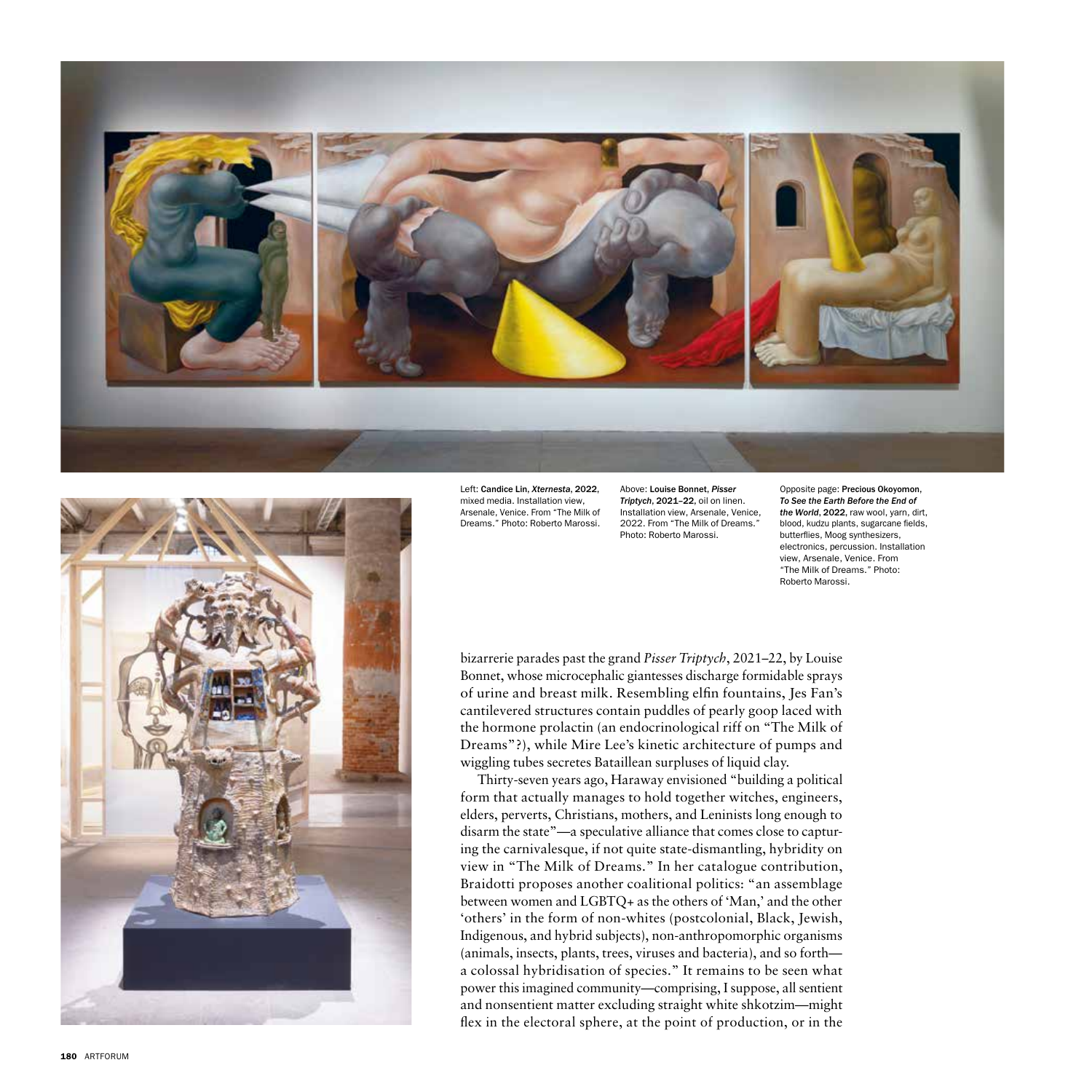Left: **Candice Lin, *Xternesta*, 2022,** mixed media. Installation view, Arsenale, Venice. From "The Milk of Dreams." Photo: Roberto Marossi.

Above: **Louise Bonnet, *Pisser Triptych*, 2021–22,** oil on linen. Installation view, Arsenale, Venice, 2022. From "The Milk of Dreams." Photo: Roberto Marossi.

Opposite page: **Precious Okoyomon, *To See the Earth Before the End of the World*, 2022,** raw wool, yarn, dirt, blood, kudzu plants, sugarcane fields, butterflies, Moog synthesizers, electronics, percussion. Installation view, Arsenale, Venice. From "The Milk of Dreams." Photo: Roberto Marossi.

bizarrerie parades past the grand *Pisser Triptych*, 2021–22, by Louise Bonnet, whose microcephalic giantesses discharge formidable sprays of urine and breast milk. Resembling elfin fountains, Jes Fan's cantilevered structures contain puddles of pearly goop laced with the hormone prolactin (an endocrinological riff on "The Milk of Dreams"?), while Mire Lee's kinetic architecture of pumps and wiggling tubes secretes Bataillean surpluses of liquid clay.

Thirty-seven years ago, Haraway envisioned "building a political form that actually manages to hold together witches, engineers, elders, perverts, Christians, mothers, and Leninists long enough to disarm the state"—a speculative alliance that comes close to capturing the carnivalesque, if not quite state-dismantling, hybridity on view in "The Milk of Dreams." In her catalogue contribution, Braidotti proposes another coalitional politics: "an assemblage between women and LGBTQ+ as the others of 'Man,' and the other 'others' in the form of non-whites (postcolonial, Black, Jewish, Indigenous, and hybrid subjects), non-anthropomorphic organisms (animals, insects, plants, trees, viruses and bacteria), and so forth—a colossal hybridisation of species." It remains to be seen what power this imagined community—comprising, I suppose, all sentient and nonsentient matter excluding straight white shkotzim—might flex in the electoral sphere, at the point of production, or in the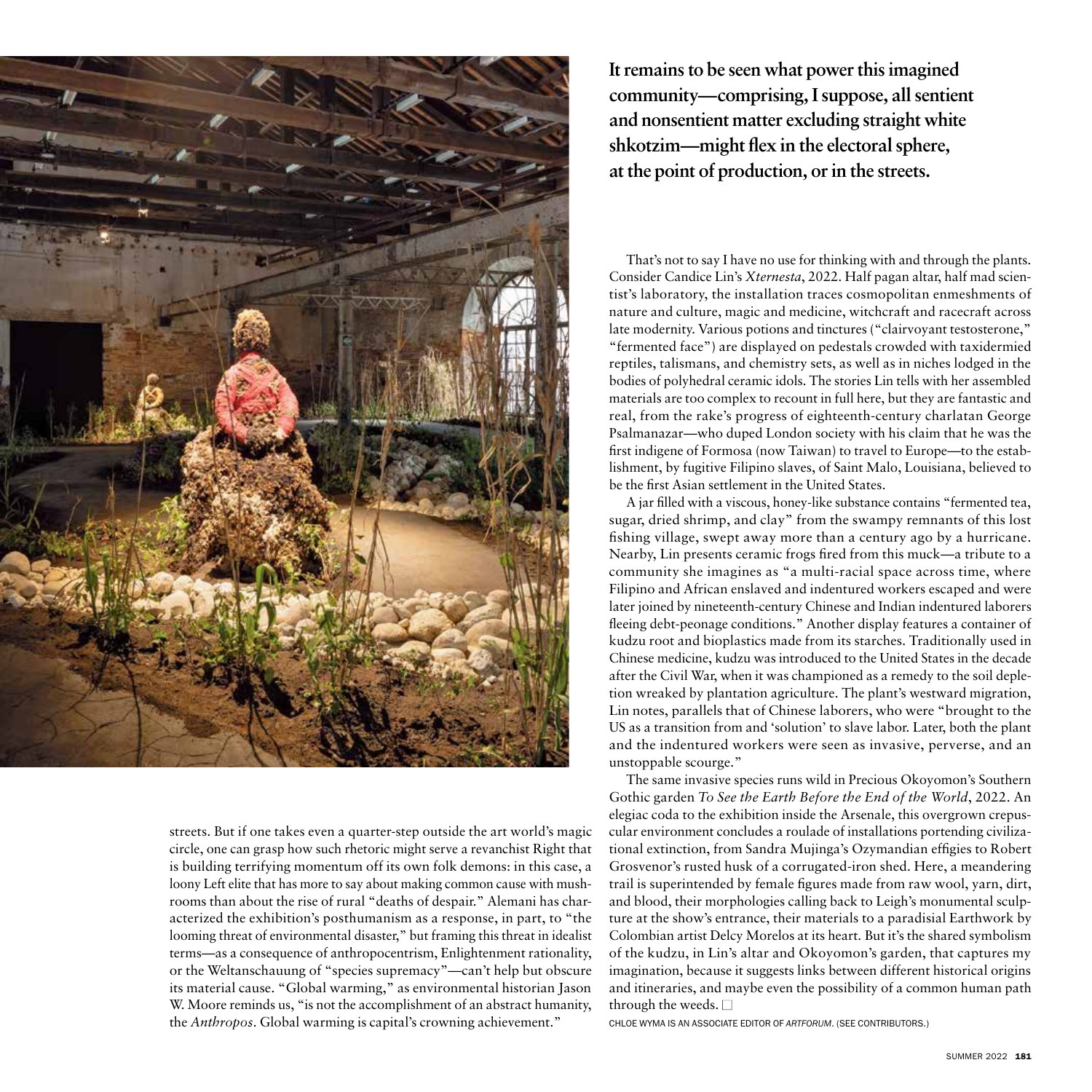**It remains to be seen what power this imagined community—comprising, I suppose, all sentient and nonsentient matter excluding straight white shkotzim—might flex in the electoral sphere, at the point of production, or in the streets.**

streets. But if one takes even a quarter-step outside the art world's magic circle, one can grasp how such rhetoric might serve a revanchist Right that is building terrifying momentum off its own folk demons: in this case, a loony Left elite that has more to say about making common cause with mushrooms than about the rise of rural "deaths of despair." Alemani has characterized the exhibition's posthumanism as a response, in part, to "the looming threat of environmental disaster," but framing this threat in idealist terms—as a consequence of anthropocentrism, Enlightenment rationality, or the Weltanschauung of "species supremacy"—can't help but obscure its material cause. "Global warming," as environmental historian Jason W. Moore reminds us, "is not the accomplishment of an abstract humanity, the *Anthropos*. Global warming is capital's crowning achievement."

That's not to say I have no use for thinking with and through the plants. Consider Candice Lin's *Xternesta*, 2022. Half pagan altar, half mad scientist's laboratory, the installation traces cosmopolitan enmeshments of nature and culture, magic and medicine, witchcraft and racecraft across late modernity. Various potions and tinctures ("clairvoyant testosterone," "fermented face") are displayed on pedestals crowded with taxidermied reptiles, talismans, and chemistry sets, as well as in niches lodged in the bodies of polyhedral ceramic idols. The stories Lin tells with her assembled materials are too complex to recount in full here, but they are fantastic and real, from the rake's progress of eighteenth-century charlatan George Psalmanazar—who duped London society with his claim that he was the first indigene of Formosa (now Taiwan) to travel to Europe—to the establishment, by fugitive Filipino slaves, of Saint Malo, Louisiana, believed to be the first Asian settlement in the United States.

A jar filled with a viscous, honey-like substance contains "fermented tea, sugar, dried shrimp, and clay" from the swampy remnants of this lost fishing village, swept away more than a century ago by a hurricane. Nearby, Lin presents ceramic frogs fired from this muck—a tribute to a community she imagines as "a multi-racial space across time, where Filipino and African enslaved and indentured workers escaped and were later joined by nineteenth-century Chinese and Indian indentured laborers fleeing debt-peonage conditions." Another display features a container of kudzu root and bioplastics made from its starches. Traditionally used in Chinese medicine, kudzu was introduced to the United States in the decade after the Civil War, when it was championed as a remedy to the soil depletion wreaked by plantation agriculture. The plant's westward migration, Lin notes, parallels that of Chinese laborers, who were "brought to the US as a transition from and 'solution' to slave labor. Later, both the plant and the indentured workers were seen as invasive, perverse, and an unstoppable scourge."

The same invasive species runs wild in Precious Okoyomon's Southern Gothic garden *To See the Earth Before the End of the World*, 2022. An elegiac coda to the exhibition inside the Arsenale, this overgrown crepuscular environment concludes a roulade of installations portending civilizational extinction, from Sandra Mujinga's Ozymandian effigies to Robert Grosvenor's rusted husk of a corrugated-iron shed. Here, a meandering trail is superintended by female figures made from raw wool, yarn, dirt, and blood, their morphologies calling back to Leigh's monumental sculpture at the show's entrance, their materials to a paradisial Earthwork by Colombian artist Delcy Morelos at its heart. But it's the shared symbolism of the kudzu, in Lin's altar and Okoyomon's garden, that captures my imagination, because it suggests links between different historical origins and itineraries, and maybe even the possibility of a common human path through the weeds. □

CHLOE WYMA IS AN ASSOCIATE EDITOR OF *ARTFORUM*. (SEE CONTRIBUTORS.)